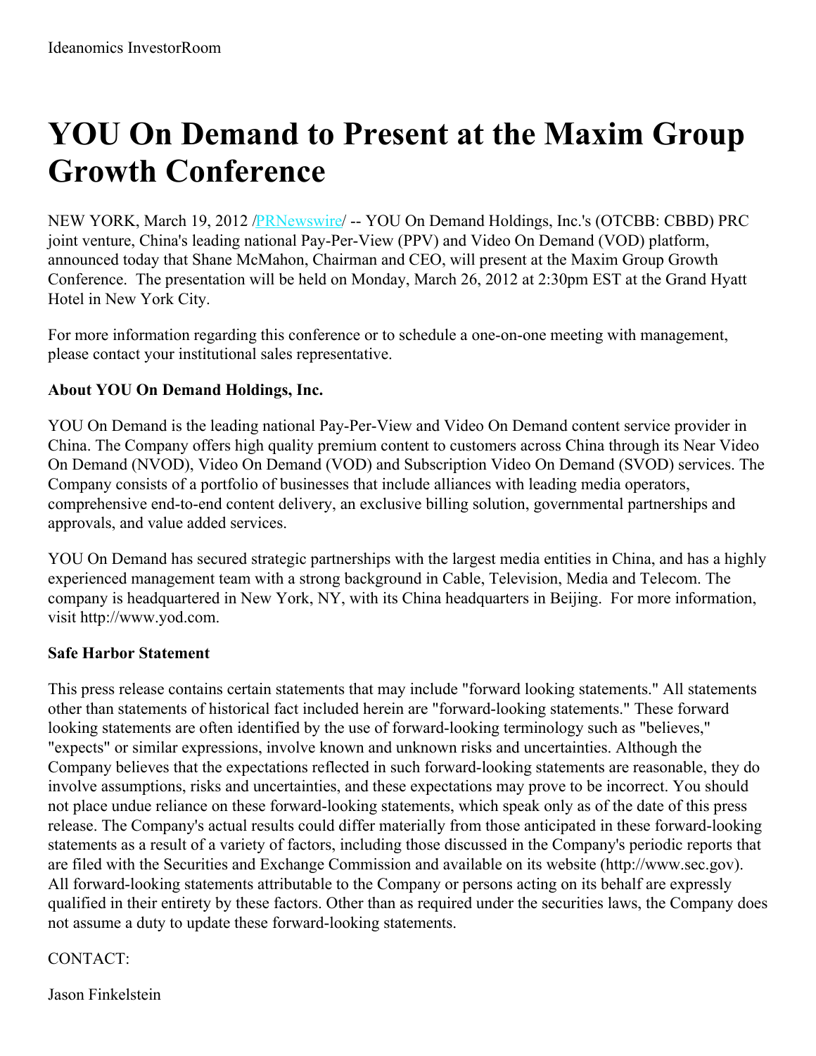Ideanomics InvestorRoom

# YOU On Demand to Present at the Maxim Group Growth Conference

NEW YORK, March 19, 2012 /PRNewswire/ -- YOU On Demand Holdings, Inc.'s (OTCBB: CBBD) PRC joint venture, China's leading national Pay-Per-View (PPV) and Video On Demand (VOD) platform, announced today that Shane McMahon, Chairman and CEO, will present at the Maxim Group Growth Conference. The presentation will be held on Monday, March 26, 2012 at 2:30pm EST at the Grand Hyatt Hotel in New York City.

For more information regarding this conference or to schedule a one-on-one meeting with management, please contact your institutional sales representative.

**About YOU On Demand Holdings, Inc.**

YOU On Demand is the leading national Pay-Per-View and Video On Demand content service provider in China. The Company offers high quality premium content to customers across China through its Near Video On Demand (NVOD), Video On Demand (VOD) and Subscription Video On Demand (SVOD) services. The Company consists of a portfolio of businesses that include alliances with leading media operators, comprehensive end-to-end content delivery, an exclusive billing solution, governmental partnerships and approvals, and value added services.

YOU On Demand has secured strategic partnerships with the largest media entities in China, and has a highly experienced management team with a strong background in Cable, Television, Media and Telecom. The company is headquartered in New York, NY, with its China headquarters in Beijing. For more information, visit http://www.yod.com.

**Safe Harbor Statement**

This press release contains certain statements that may include "forward looking statements." All statements other than statements of historical fact included herein are "forward-looking statements." These forward looking statements are often identified by the use of forward-looking terminology such as "believes," "expects" or similar expressions, involve known and unknown risks and uncertainties. Although the Company believes that the expectations reflected in such forward-looking statements are reasonable, they do involve assumptions, risks and uncertainties, and these expectations may prove to be incorrect. You should not place undue reliance on these forward-looking statements, which speak only as of the date of this press release. The Company's actual results could differ materially from those anticipated in these forward-looking statements as a result of a variety of factors, including those discussed in the Company's periodic reports that are filed with the Securities and Exchange Commission and available on its website (http://www.sec.gov). All forward-looking statements attributable to the Company or persons acting on its behalf are expressly qualified in their entirety by these factors. Other than as required under the securities laws, the Company does not assume a duty to update these forward-looking statements.

CONTACT:

Jason Finkelstein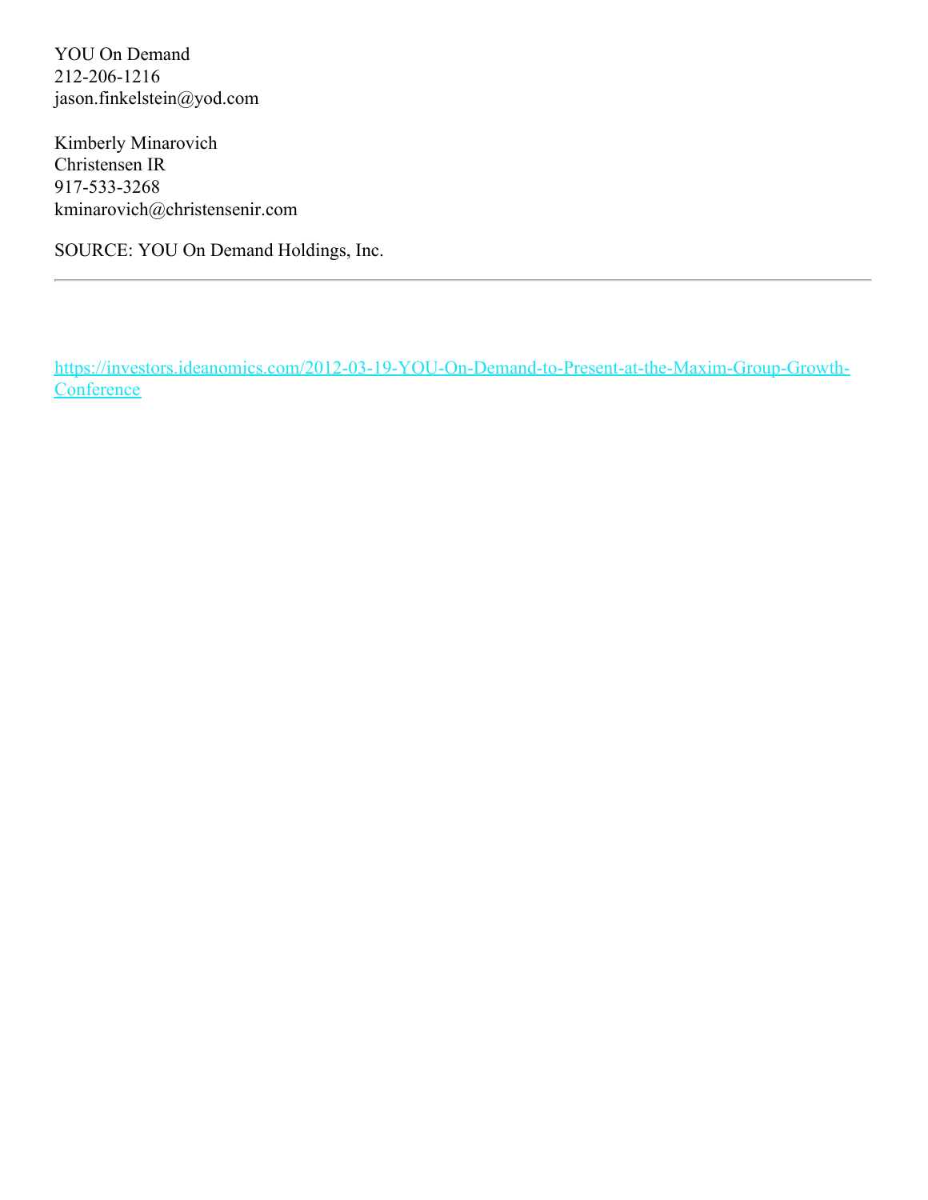YOU On Demand
212-206-1216
jason.finkelstein@yod.com

Kimberly Minarovich
Christensen IR
917-533-3268
kminarovich@christensenir.com

SOURCE: YOU On Demand Holdings, Inc.

---

https://investors.ideanomics.com/2012-03-19-YOU-On-Demand-to-Present-at-the-Maxim-Group-Growth-Conference